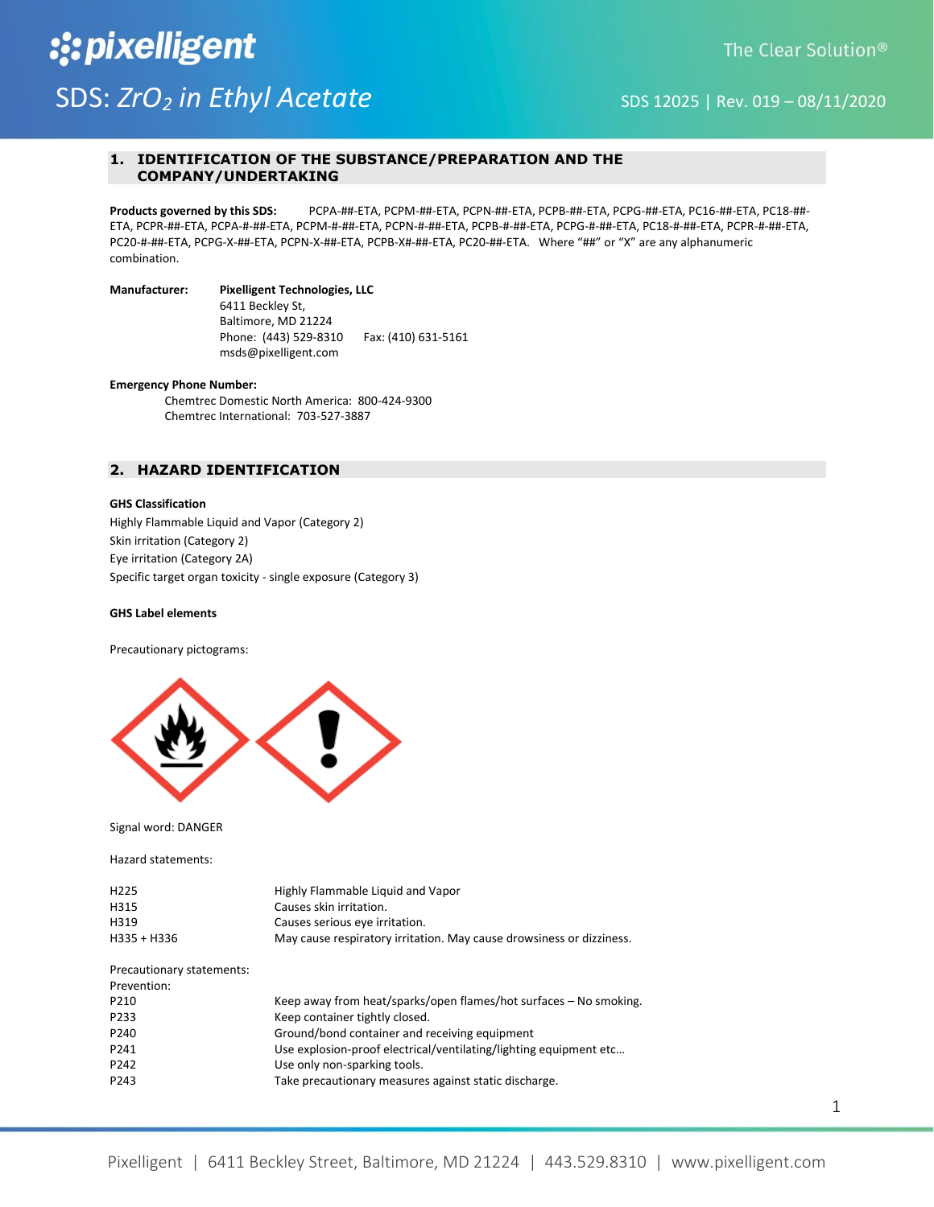# SDS: *$ZrO_2$ in Ethyl Acetate*

The Clear Solution®

SDS 12025 | Rev. 019 – 08/11/2020

## 1. IDENTIFICATION OF THE SUBSTANCE/PREPARATION AND THE COMPANY/UNDERTAKING

**Products governed by this SDS:** PCPA-##-ETA, PCPM-##-ETA, PCPN-##-ETA, PCPB-##-ETA, PCPG-##-ETA, PC16-##-ETA, PC18-##-ETA, PCPR-##-ETA, PCPA-#-##-ETA, PCPM-#-##-ETA, PCPN-#-##-ETA, PCPB-#-##-ETA, PCPG-#-##-ETA, PC18-#-##-ETA, PCPR-#-##-ETA, PC20-#-##-ETA, PCPG-X-##-ETA, PCPN-X-##-ETA, PCPB-X#-##-ETA, PC20-##-ETA. Where "##" or "X" are any alphanumeric combination.

**Manufacturer:** **Pixelligent Technologies, LLC**
6411 Beckley St,
Baltimore, MD 21224
Phone: (443) 529-8310 Fax: (410) 631-5161
msds@pixelligent.com

**Emergency Phone Number:**
Chemtrec Domestic North America: 800-424-9300
Chemtrec International: 703-527-3887

## 2. HAZARD IDENTIFICATION

**GHS Classification**

Highly Flammable Liquid and Vapor (Category 2)
Skin irritation (Category 2)
Eye irritation (Category 2A)
Specific target organ toxicity - single exposure (Category 3)

**GHS Label elements**

Precautionary pictograms:

Signal word: DANGER

Hazard statements:

| | |
|---|---|
| H225 | Highly Flammable Liquid and Vapor |
| H315 | Causes skin irritation. |
| H319 | Causes serious eye irritation. |
| H335 + H336 | May cause respiratory irritation. May cause drowsiness or dizziness. |

Precautionary statements:
Prevention:

| | |
|---|---|
| P210 | Keep away from heat/sparks/open flames/hot surfaces – No smoking. |
| P233 | Keep container tightly closed. |
| P240 | Ground/bond container and receiving equipment |
| P241 | Use explosion-proof electrical/ventilating/lighting equipment etc… |
| P242 | Use only non-sparking tools. |
| P243 | Take precautionary measures against static discharge. |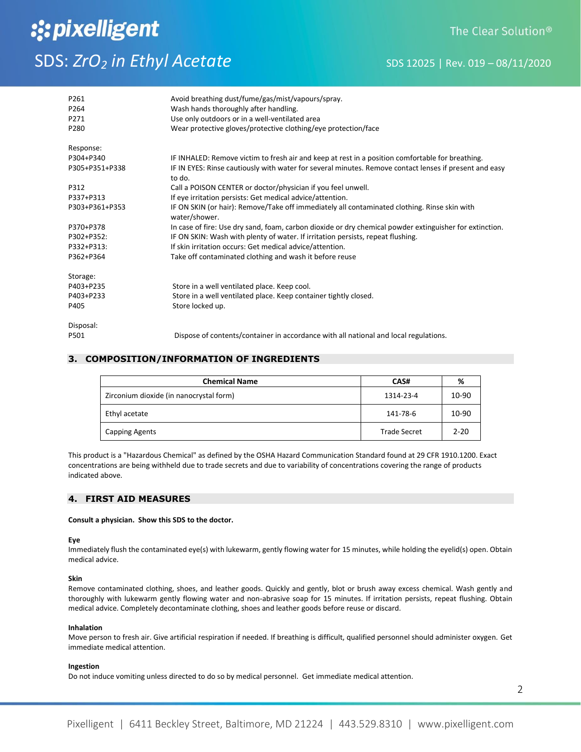| | |
|---|---|
| P261 | Avoid breathing dust/fume/gas/mist/vapours/spray. |
| P264 | Wash hands thoroughly after handling. |
| P271 | Use only outdoors or in a well-ventilated area |
| P280 | Wear protective gloves/protective clothing/eye protection/face |

Response:

| | |
|---|---|
| P304+P340 | IF INHALED: Remove victim to fresh air and keep at rest in a position comfortable for breathing. |
| P305+P351+P338 | IF IN EYES: Rinse cautiously with water for several minutes. Remove contact lenses if present and easy to do. |
| P312 | Call a POISON CENTER or doctor/physician if you feel unwell. |
| P337+P313 | If eye irritation persists: Get medical advice/attention. |
| P303+P361+P353 | IF ON SKIN (or hair): Remove/Take off immediately all contaminated clothing. Rinse skin with water/shower. |
| P370+P378 | In case of fire: Use dry sand, foam, carbon dioxide or dry chemical powder extinguisher for extinction. |
| P302+P352: | IF ON SKIN: Wash with plenty of water. If irritation persists, repeat flushing. |
| P332+P313: | If skin irritation occurs: Get medical advice/attention. |
| P362+P364 | Take off contaminated clothing and wash it before reuse |

Storage:

| | |
|---|---|
| P403+P235 | Store in a well ventilated place. Keep cool. |
| P403+P233 | Store in a well ventilated place. Keep container tightly closed. |
| P405 | Store locked up. |

Disposal:

| | |
|---|---|
| P501 | Dispose of contents/container in accordance with all national and local regulations. |

## 3. COMPOSITION/INFORMATION OF INGREDIENTS

| Chemical Name | CAS# | % |
|---|---|---|
| Zirconium dioxide (in nanocrystal form) | 1314-23-4 | 10-90 |
| Ethyl acetate | 141-78-6 | 10-90 |
| Capping Agents | Trade Secret | 2-20 |

This product is a "Hazardous Chemical" as defined by the OSHA Hazard Communication Standard found at 29 CFR 1910.1200. Exact concentrations are being withheld due to trade secrets and due to variability of concentrations covering the range of products indicated above.

## 4. FIRST AID MEASURES

**Consult a physician. Show this SDS to the doctor.**

**Eye**
Immediately flush the contaminated eye(s) with lukewarm, gently flowing water for 15 minutes, while holding the eyelid(s) open. Obtain medical advice.

**Skin**
Remove contaminated clothing, shoes, and leather goods. Quickly and gently, blot or brush away excess chemical. Wash gently and thoroughly with lukewarm gently flowing water and non-abrasive soap for 15 minutes. If irritation persists, repeat flushing. Obtain medical advice. Completely decontaminate clothing, shoes and leather goods before reuse or discard.

**Inhalation**
Move person to fresh air. Give artificial respiration if needed. If breathing is difficult, qualified personnel should administer oxygen. Get immediate medical attention.

**Ingestion**
Do not induce vomiting unless directed to do so by medical personnel. Get immediate medical attention.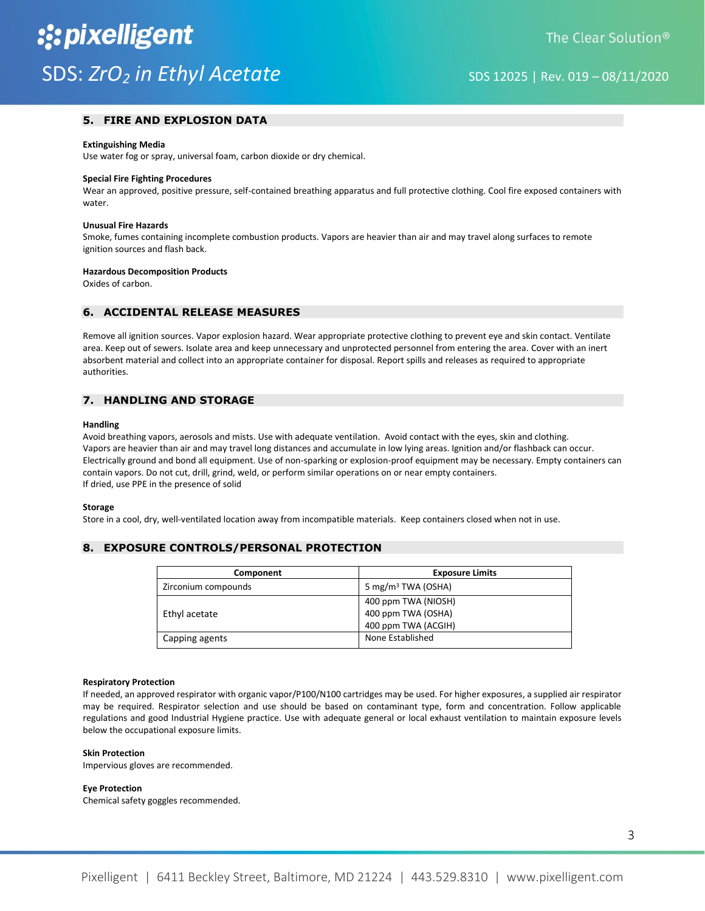## 5. FIRE AND EXPLOSION DATA

**Extinguishing Media**

Use water fog or spray, universal foam, carbon dioxide or dry chemical.

**Special Fire Fighting Procedures**

Wear an approved, positive pressure, self-contained breathing apparatus and full protective clothing. Cool fire exposed containers with water.

**Unusual Fire Hazards**

Smoke, fumes containing incomplete combustion products. Vapors are heavier than air and may travel along surfaces to remote ignition sources and flash back.

**Hazardous Decomposition Products**

Oxides of carbon.

## 6. ACCIDENTAL RELEASE MEASURES

Remove all ignition sources. Vapor explosion hazard. Wear appropriate protective clothing to prevent eye and skin contact. Ventilate area. Keep out of sewers. Isolate area and keep unnecessary and unprotected personnel from entering the area. Cover with an inert absorbent material and collect into an appropriate container for disposal. Report spills and releases as required to appropriate authorities.

## 7. HANDLING AND STORAGE

**Handling**

Avoid breathing vapors, aerosols and mists. Use with adequate ventilation. Avoid contact with the eyes, skin and clothing. Vapors are heavier than air and may travel long distances and accumulate in low lying areas. Ignition and/or flashback can occur. Electrically ground and bond all equipment. Use of non-sparking or explosion-proof equipment may be necessary. Empty containers can contain vapors. Do not cut, drill, grind, weld, or perform similar operations on or near empty containers.
If dried, use PPE in the presence of solid

**Storage**

Store in a cool, dry, well-ventilated location away from incompatible materials. Keep containers closed when not in use.

## 8. EXPOSURE CONTROLS/PERSONAL PROTECTION

| Component | Exposure Limits |
|---|---|
| Zirconium compounds | 5 mg/m$^3$ TWA (OSHA) |
| Ethyl acetate | 400 ppm TWA (NIOSH)<br>400 ppm TWA (OSHA)<br>400 ppm TWA (ACGIH) |
| Capping agents | None Established |

**Respiratory Protection**

If needed, an approved respirator with organic vapor/P100/N100 cartridges may be used. For higher exposures, a supplied air respirator may be required. Respirator selection and use should be based on contaminant type, form and concentration. Follow applicable regulations and good Industrial Hygiene practice. Use with adequate general or local exhaust ventilation to maintain exposure levels below the occupational exposure limits.

**Skin Protection**

Impervious gloves are recommended.

**Eye Protection**

Chemical safety goggles recommended.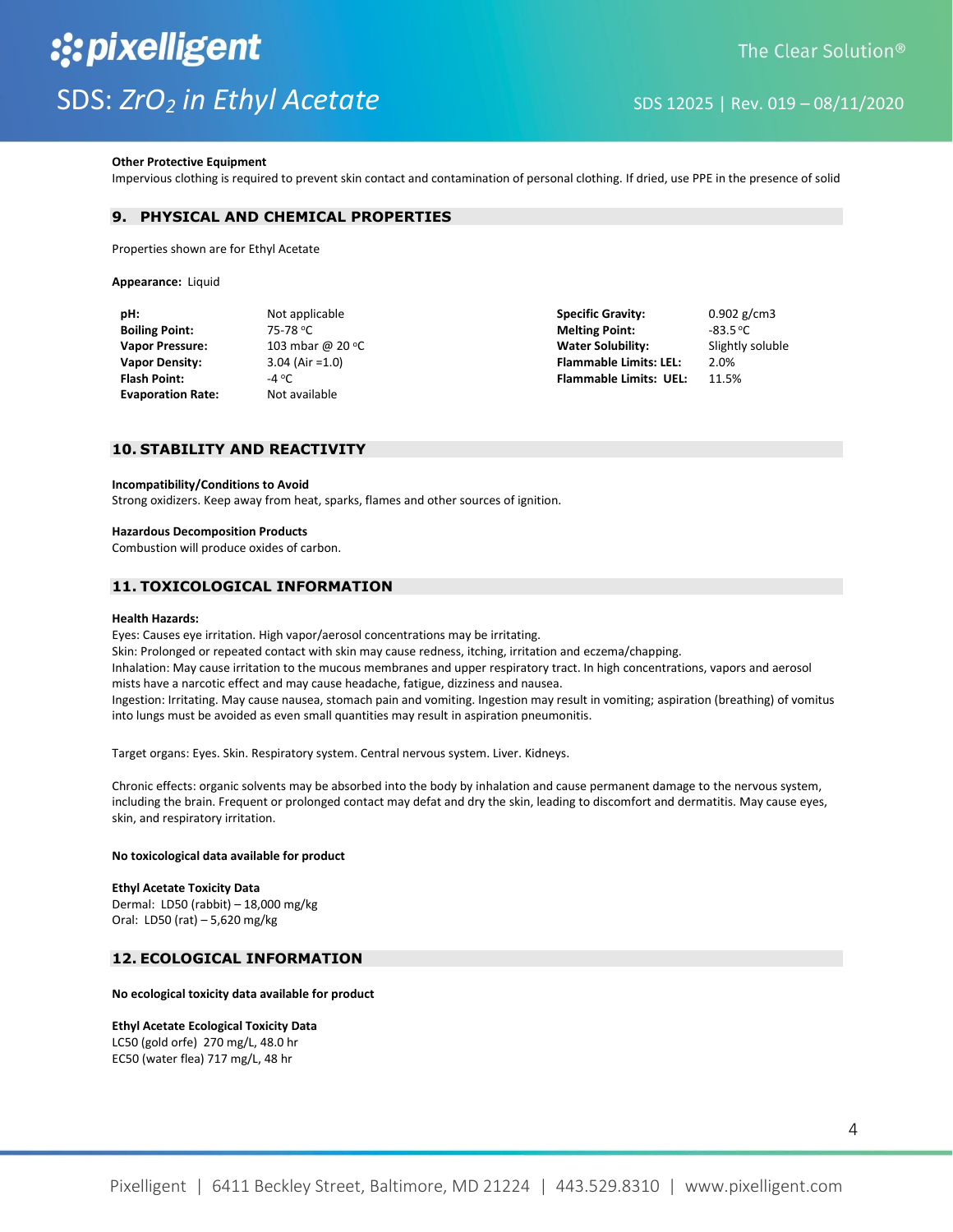**Other Protective Equipment**
Impervious clothing is required to prevent skin contact and contamination of personal clothing. If dried, use PPE in the presence of solid

## 9. PHYSICAL AND CHEMICAL PROPERTIES

Properties shown are for Ethyl Acetate

**Appearance:** Liquid

| | | | |
|---|---|---|---|
| **pH:** | Not applicable | **Specific Gravity:** | 0.902 g/cm3 |
| **Boiling Point:** | 75-78 °C | **Melting Point:** | -83.5 °C |
| **Vapor Pressure:** | 103 mbar @ 20 °C | **Water Solubility:** | Slightly soluble |
| **Vapor Density:** | 3.04 (Air =1.0) | **Flammable Limits: LEL:** | 2.0% |
| **Flash Point:** | -4 °C | **Flammable Limits: UEL:** | 11.5% |
| **Evaporation Rate:** | Not available | | |

## 10. STABILITY AND REACTIVITY

**Incompatibility/Conditions to Avoid**
Strong oxidizers. Keep away from heat, sparks, flames and other sources of ignition.

**Hazardous Decomposition Products**
Combustion will produce oxides of carbon.

## 11. TOXICOLOGICAL INFORMATION

**Health Hazards:**
Eyes: Causes eye irritation. High vapor/aerosol concentrations may be irritating.
Skin: Prolonged or repeated contact with skin may cause redness, itching, irritation and eczema/chapping.
Inhalation: May cause irritation to the mucous membranes and upper respiratory tract. In high concentrations, vapors and aerosol mists have a narcotic effect and may cause headache, fatigue, dizziness and nausea.
Ingestion: Irritating. May cause nausea, stomach pain and vomiting. Ingestion may result in vomiting; aspiration (breathing) of vomitus into lungs must be avoided as even small quantities may result in aspiration pneumonitis.

Target organs: Eyes. Skin. Respiratory system. Central nervous system. Liver. Kidneys.

Chronic effects: organic solvents may be absorbed into the body by inhalation and cause permanent damage to the nervous system, including the brain. Frequent or prolonged contact may defat and dry the skin, leading to discomfort and dermatitis. May cause eyes, skin, and respiratory irritation.

**No toxicological data available for product**

**Ethyl Acetate Toxicity Data**
Dermal: LD50 (rabbit) – 18,000 mg/kg
Oral: LD50 (rat) – 5,620 mg/kg

## 12. ECOLOGICAL INFORMATION

**No ecological toxicity data available for product**

**Ethyl Acetate Ecological Toxicity Data**
LC50 (gold orfe) 270 mg/L, 48.0 hr
EC50 (water flea) 717 mg/L, 48 hr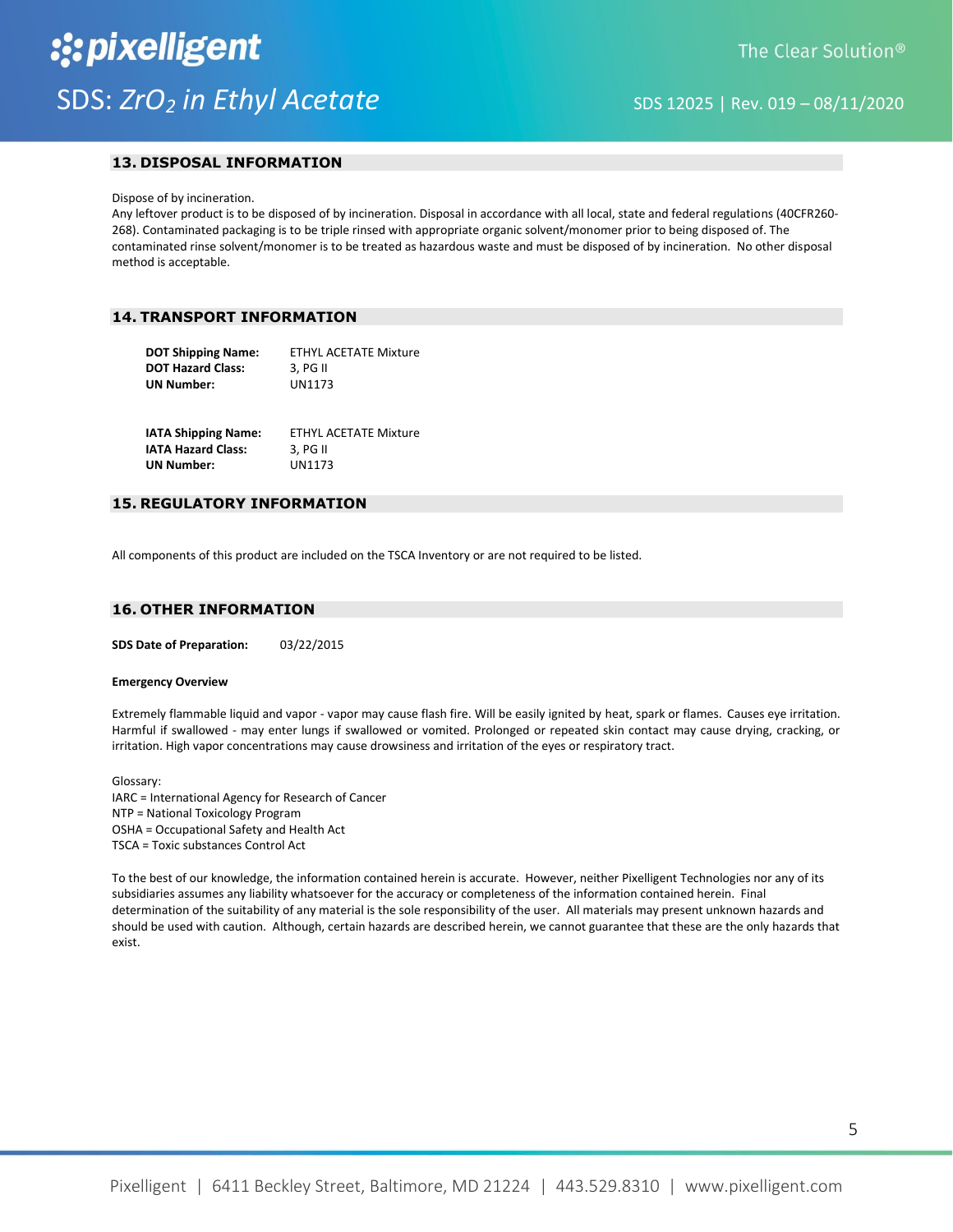## 13. DISPOSAL INFORMATION

Dispose of by incineration.

Any leftover product is to be disposed of by incineration. Disposal in accordance with all local, state and federal regulations (40CFR260-268). Contaminated packaging is to be triple rinsed with appropriate organic solvent/monomer prior to being disposed of. The contaminated rinse solvent/monomer is to be treated as hazardous waste and must be disposed of by incineration. No other disposal method is acceptable.

## 14. TRANSPORT INFORMATION

| | |
|---|---|
| **DOT Shipping Name:** | ETHYL ACETATE Mixture |
| **DOT Hazard Class:** | 3, PG II |
| **UN Number:** | UN1173 |

| | |
|---|---|
| **IATA Shipping Name:** | ETHYL ACETATE Mixture |
| **IATA Hazard Class:** | 3, PG II |
| **UN Number:** | UN1173 |

## 15. REGULATORY INFORMATION

All components of this product are included on the TSCA Inventory or are not required to be listed.

## 16. OTHER INFORMATION

**SDS Date of Preparation:** 03/22/2015

**Emergency Overview**

Extremely flammable liquid and vapor - vapor may cause flash fire. Will be easily ignited by heat, spark or flames. Causes eye irritation. Harmful if swallowed - may enter lungs if swallowed or vomited. Prolonged or repeated skin contact may cause drying, cracking, or irritation. High vapor concentrations may cause drowsiness and irritation of the eyes or respiratory tract.

Glossary:
IARC = International Agency for Research of Cancer
NTP = National Toxicology Program
OSHA = Occupational Safety and Health Act
TSCA = Toxic substances Control Act

To the best of our knowledge, the information contained herein is accurate. However, neither Pixelligent Technologies nor any of its subsidiaries assumes any liability whatsoever for the accuracy or completeness of the information contained herein. Final determination of the suitability of any material is the sole responsibility of the user. All materials may present unknown hazards and should be used with caution. Although, certain hazards are described herein, we cannot guarantee that these are the only hazards that exist.